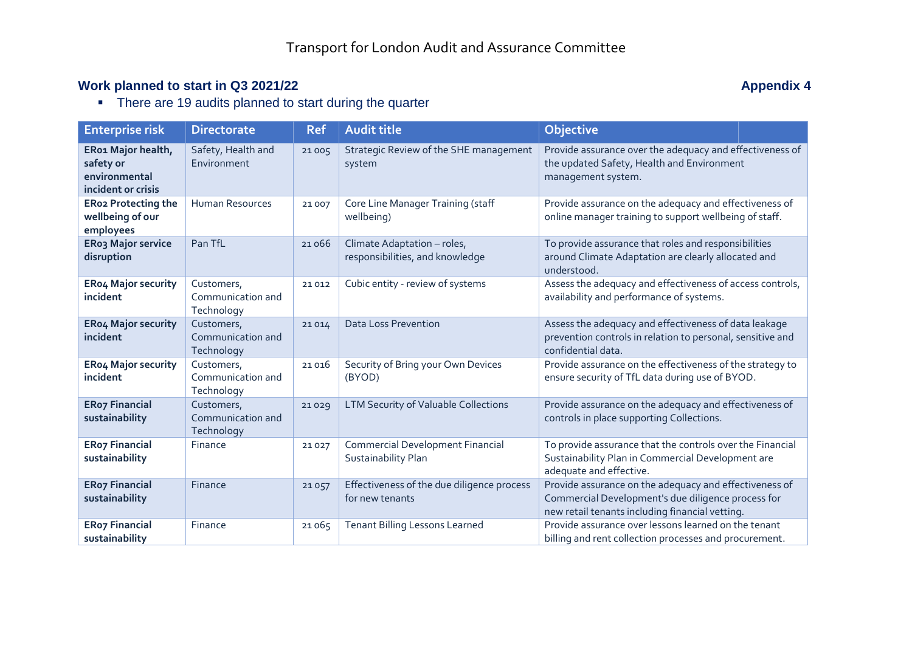# Transport for London Audit and Assurance Committee

## Work planned to start in Q3 2021/22

**Appendix 4**

- There are 19 audits planned to start during the quarter

| Enterprise risk | Directorate | Ref | Audit title | Objective |
|---|---|---|---|---|
| **ER01 Major health, safety or environmental incident or crisis** | Safety, Health and Environment | 21 005 | Strategic Review of the SHE management system | Provide assurance over the adequacy and effectiveness of the updated Safety, Health and Environment management system. |
| **ER02 Protecting the wellbeing of our employees** | Human Resources | 21 007 | Core Line Manager Training (staff wellbeing) | Provide assurance on the adequacy and effectiveness of online manager training to support wellbeing of staff. |
| **ER03 Major service disruption** | Pan TfL | 21 066 | Climate Adaptation – roles, responsibilities, and knowledge | To provide assurance that roles and responsibilities around Climate Adaptation are clearly allocated and understood. |
| **ER04 Major security incident** | Customers, Communication and Technology | 21 012 | Cubic entity - review of systems | Assess the adequacy and effectiveness of access controls, availability and performance of systems. |
| **ER04 Major security incident** | Customers, Communication and Technology | 21 014 | Data Loss Prevention | Assess the adequacy and effectiveness of data leakage prevention controls in relation to personal, sensitive and confidential data. |
| **ER04 Major security incident** | Customers, Communication and Technology | 21 016 | Security of Bring your Own Devices (BYOD) | Provide assurance on the effectiveness of the strategy to ensure security of TfL data during use of BYOD. |
| **ER07 Financial sustainability** | Customers, Communication and Technology | 21 029 | LTM Security of Valuable Collections | Provide assurance on the adequacy and effectiveness of controls in place supporting Collections. |
| **ER07 Financial sustainability** | Finance | 21 027 | Commercial Development Financial Sustainability Plan | To provide assurance that the controls over the Financial Sustainability Plan in Commercial Development are adequate and effective. |
| **ER07 Financial sustainability** | Finance | 21 057 | Effectiveness of the due diligence process for new tenants | Provide assurance on the adequacy and effectiveness of Commercial Development's due diligence process for new retail tenants including financial vetting. |
| **ER07 Financial sustainability** | Finance | 21 065 | Tenant Billing Lessons Learned | Provide assurance over lessons learned on the tenant billing and rent collection processes and procurement. |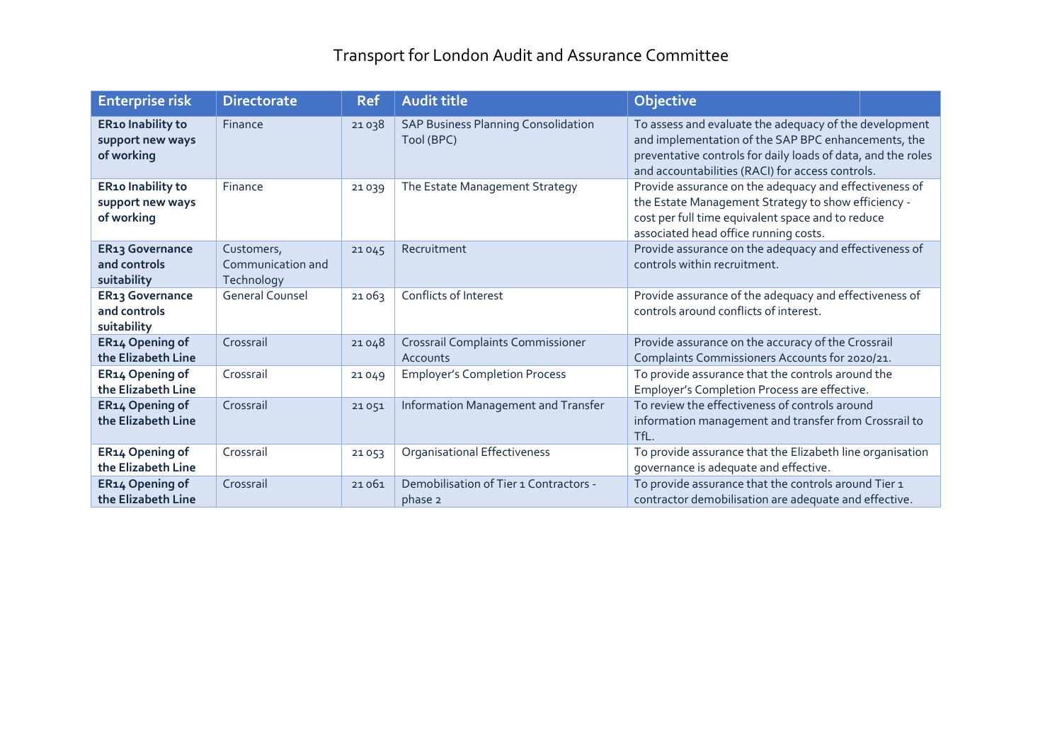# Transport for London Audit and Assurance Committee

| Enterprise risk | Directorate | Ref | Audit title | Objective |
|---|---|---|---|---|
| **ER10 Inability to support new ways of working** | Finance | 21 038 | SAP Business Planning Consolidation Tool (BPC) | To assess and evaluate the adequacy of the development and implementation of the SAP BPC enhancements, the preventative controls for daily loads of data, and the roles and accountabilities (RACI) for access controls. |
| **ER10 Inability to support new ways of working** | Finance | 21 039 | The Estate Management Strategy | Provide assurance on the adequacy and effectiveness of the Estate Management Strategy to show efficiency - cost per full time equivalent space and to reduce associated head office running costs. |
| **ER13 Governance and controls suitability** | Customers, Communication and Technology | 21 045 | Recruitment | Provide assurance on the adequacy and effectiveness of controls within recruitment. |
| **ER13 Governance and controls suitability** | General Counsel | 21 063 | Conflicts of Interest | Provide assurance of the adequacy and effectiveness of controls around conflicts of interest. |
| **ER14 Opening of the Elizabeth Line** | Crossrail | 21 048 | Crossrail Complaints Commissioner Accounts | Provide assurance on the accuracy of the Crossrail Complaints Commissioners Accounts for 2020/21. |
| **ER14 Opening of the Elizabeth Line** | Crossrail | 21 049 | Employer's Completion Process | To provide assurance that the controls around the Employer's Completion Process are effective. |
| **ER14 Opening of the Elizabeth Line** | Crossrail | 21 051 | Information Management and Transfer | To review the effectiveness of controls around information management and transfer from Crossrail to TfL. |
| **ER14 Opening of the Elizabeth Line** | Crossrail | 21 053 | Organisational Effectiveness | To provide assurance that the Elizabeth line organisation governance is adequate and effective. |
| **ER14 Opening of the Elizabeth Line** | Crossrail | 21 061 | Demobilisation of Tier 1 Contractors - phase 2 | To provide assurance that the controls around Tier 1 contractor demobilisation are adequate and effective. |